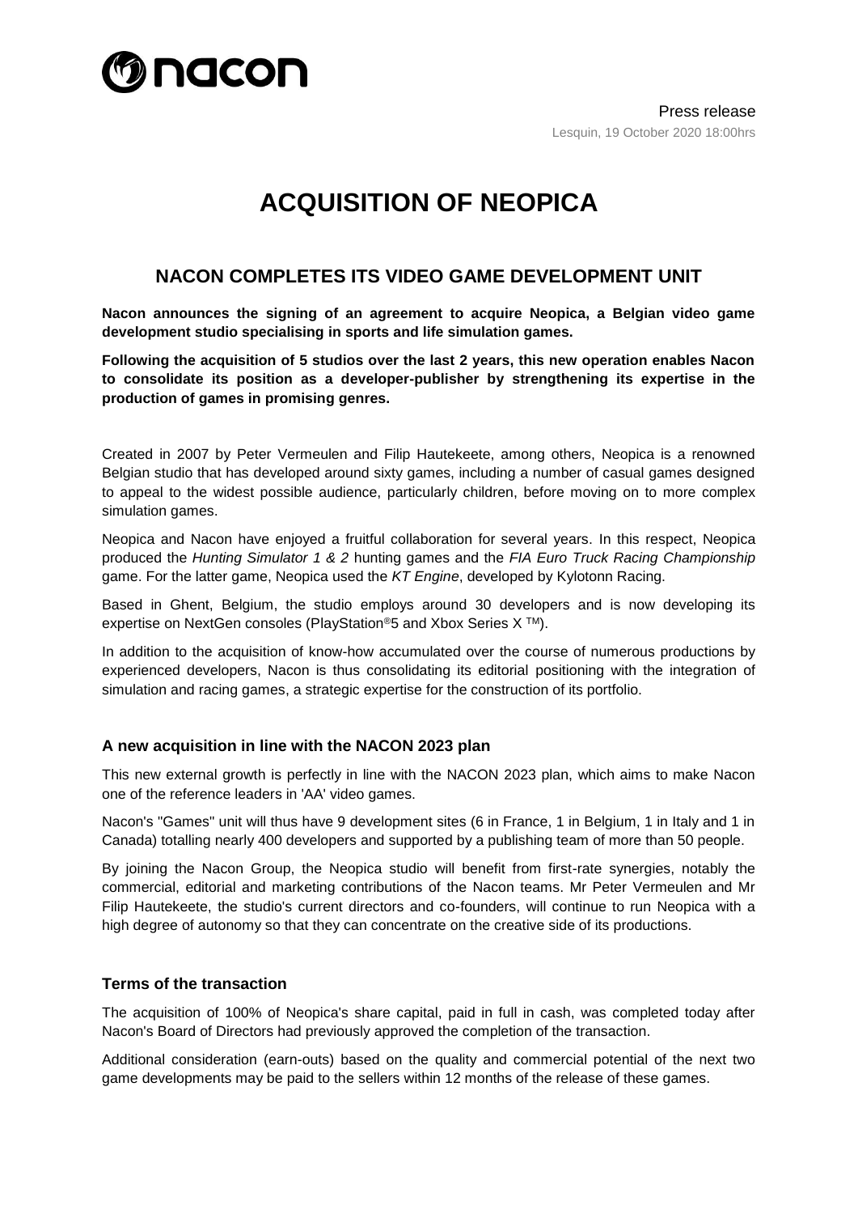Press release
Lesquin, 19 October 2020 18:00hrs

# ACQUISITION OF NEOPICA

## NACON COMPLETES ITS VIDEO GAME DEVELOPMENT UNIT

**Nacon announces the signing of an agreement to acquire Neopica, a Belgian video game development studio specialising in sports and life simulation games.**

**Following the acquisition of 5 studios over the last 2 years, this new operation enables Nacon to consolidate its position as a developer-publisher by strengthening its expertise in the production of games in promising genres.**

Created in 2007 by Peter Vermeulen and Filip Hautekeete, among others, Neopica is a renowned Belgian studio that has developed around sixty games, including a number of casual games designed to appeal to the widest possible audience, particularly children, before moving on to more complex simulation games.

Neopica and Nacon have enjoyed a fruitful collaboration for several years. In this respect, Neopica produced the *Hunting Simulator 1 & 2* hunting games and the *FIA Euro Truck Racing Championship* game. For the latter game, Neopica used the *KT Engine*, developed by Kylotonn Racing.

Based in Ghent, Belgium, the studio employs around 30 developers and is now developing its expertise on NextGen consoles (PlayStation®5 and Xbox Series X ™).

In addition to the acquisition of know-how accumulated over the course of numerous productions by experienced developers, Nacon is thus consolidating its editorial positioning with the integration of simulation and racing games, a strategic expertise for the construction of its portfolio.

### A new acquisition in line with the NACON 2023 plan

This new external growth is perfectly in line with the NACON 2023 plan, which aims to make Nacon one of the reference leaders in 'AA' video games.

Nacon's "Games" unit will thus have 9 development sites (6 in France, 1 in Belgium, 1 in Italy and 1 in Canada) totalling nearly 400 developers and supported by a publishing team of more than 50 people.

By joining the Nacon Group, the Neopica studio will benefit from first-rate synergies, notably the commercial, editorial and marketing contributions of the Nacon teams. Mr Peter Vermeulen and Mr Filip Hautekeete, the studio's current directors and co-founders, will continue to run Neopica with a high degree of autonomy so that they can concentrate on the creative side of its productions.

### Terms of the transaction

The acquisition of 100% of Neopica's share capital, paid in full in cash, was completed today after Nacon's Board of Directors had previously approved the completion of the transaction.

Additional consideration (earn-outs) based on the quality and commercial potential of the next two game developments may be paid to the sellers within 12 months of the release of these games.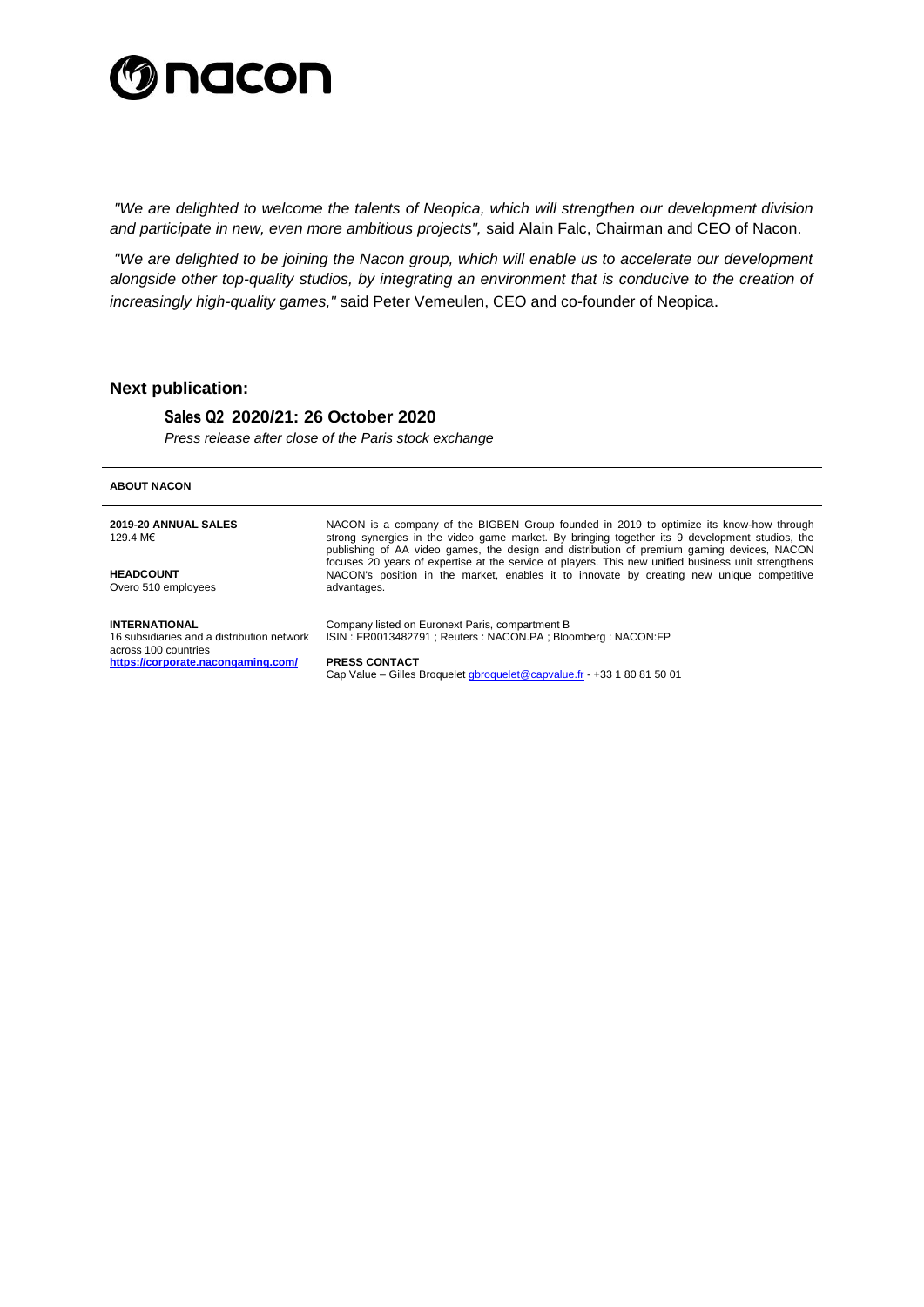*"We are delighted to welcome the talents of Neopica, which will strengthen our development division and participate in new, even more ambitious projects",* said Alain Falc, Chairman and CEO of Nacon.

*"We are delighted to be joining the Nacon group, which will enable us to accelerate our development alongside other top-quality studios, by integrating an environment that is conducive to the creation of increasingly high-quality games,"* said Peter Vemeulen, CEO and co-founder of Neopica.

## Next publication:

**Sales Q2 2020/21: 26 October 2020**

*Press release after close of the Paris stock exchange*

**ABOUT NACON**

**2019-20 ANNUAL SALES**
129.4 M€

**HEADCOUNT**
Overo 510 employees

**INTERNATIONAL**
16 subsidiaries and a distribution network across 100 countries
**https://corporate.nacongaming.com/**

NACON is a company of the BIGBEN Group founded in 2019 to optimize its know-how through strong synergies in the video game market. By bringing together its 9 development studios, the publishing of AA video games, the design and distribution of premium gaming devices, NACON focuses 20 years of expertise at the service of players. This new unified business unit strengthens NACON's position in the market, enables it to innovate by creating new unique competitive advantages.

Company listed on Euronext Paris, compartment B
ISIN : FR0013482791 ; Reuters : NACON.PA ; Bloomberg : NACON:FP

**PRESS CONTACT**
Cap Value – Gilles Broquelet gbroquelet@capvalue.fr - +33 1 80 81 50 01